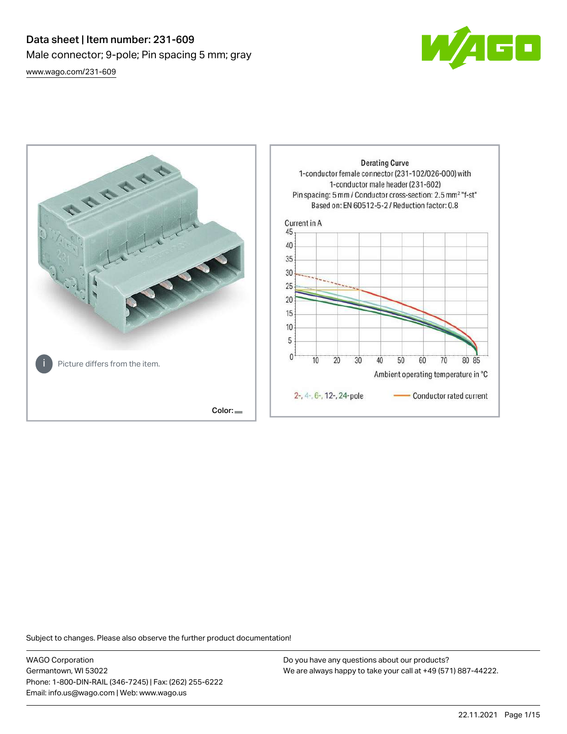# Data sheet | Item number: 231-609

Male connector; 9-pole; Pin spacing 5 mm; gray

www.wago.com/231-609

Picture differs from the item.

Color:

Derating Curve

1-conductor female connector (231-102/026-000) with 1-conductor male header (231-602)

Pin spacing: 5 mm / Conductor cross-section: 2.5 mm² "f-st"

Based on: EN 60512-5-2 / Reduction factor: 0.8

Current in A

Ambient operating temperature in °C

2-, 4-, 6-, 12-, 24-pole

Conductor rated current

Subject to changes. Please also observe the further product documentation!

WAGO Corporation
Germantown, WI 53022
Phone: 1-800-DIN-RAIL (346-7245) | Fax: (262) 255-6222
Email: info.us@wago.com | Web: www.wago.us

Do you have any questions about our products?
We are always happy to take your call at +49 (571) 887-44222.

22.11.2021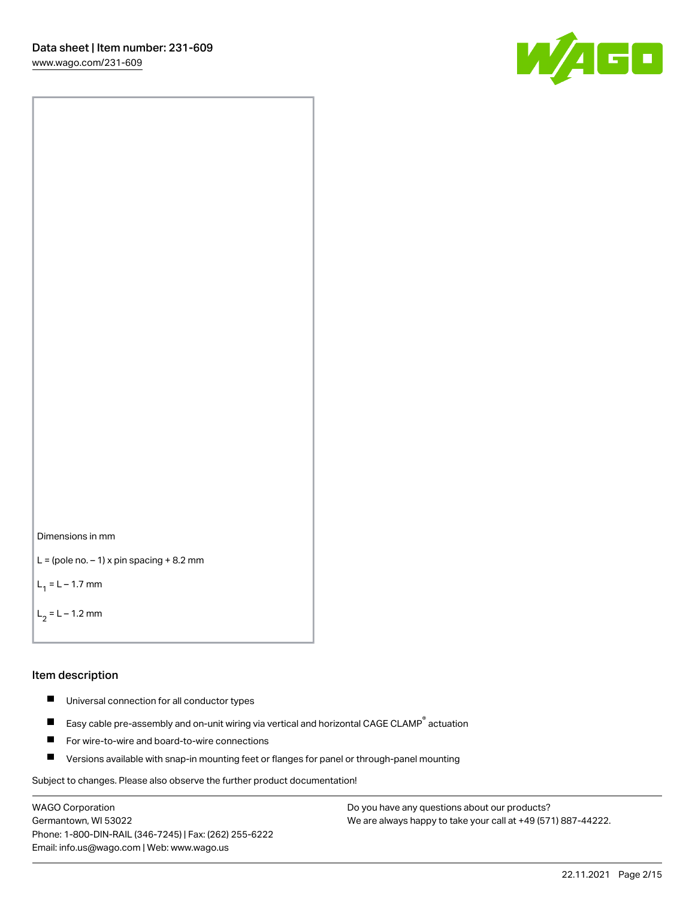Dimensions in mm

L = (pole no. – 1) x pin spacing + 8.2 mm

$L_1$ = L – 1.7 mm

$L_2$ = L – 1.2 mm

## Item description

- Universal connection for all conductor types
- Easy cable pre-assembly and on-unit wiring via vertical and horizontal CAGE CLAMP® actuation
- For wire-to-wire and board-to-wire connections
- Versions available with snap-in mounting feet or flanges for panel or through-panel mounting

Subject to changes. Please also observe the further product documentation!

WAGO Corporation
Germantown, WI 53022
Phone: 1-800-DIN-RAIL (346-7245) | Fax: (262) 255-6222
Email: info.us@wago.com | Web: www.wago.us

Do you have any questions about our products?
We are always happy to take your call at +49 (571) 887-44222.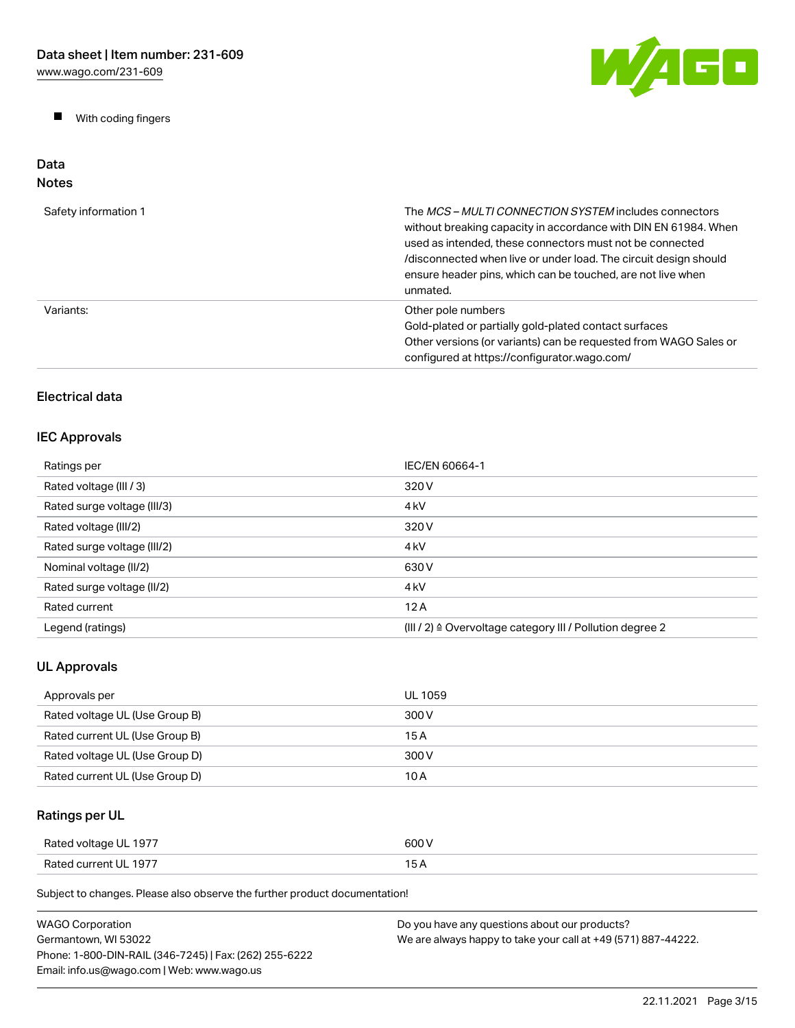- With coding fingers

## Data

### Notes

| | |
|---|---|
| Safety information 1 | The *MCS – MULTI CONNECTION SYSTEM* includes connectors without breaking capacity in accordance with DIN EN 61984. When used as intended, these connectors must not be connected /disconnected when live or under load. The circuit design should ensure header pins, which can be touched, are not live when unmated. |
| Variants: | Other pole numbers<br>Gold-plated or partially gold-plated contact surfaces<br>Other versions (or variants) can be requested from WAGO Sales or configured at https://configurator.wago.com/ |

### Electrical data

### IEC Approvals

| | |
|---|---|
| Ratings per | IEC/EN 60664-1 |
| Rated voltage (III / 3) | 320 V |
| Rated surge voltage (III/3) | 4 kV |
| Rated voltage (III/2) | 320 V |
| Rated surge voltage (III/2) | 4 kV |
| Nominal voltage (II/2) | 630 V |
| Rated surge voltage (II/2) | 4 kV |
| Rated current | 12 A |
| Legend (ratings) | (III / 2) ≙ Overvoltage category III / Pollution degree 2 |

### UL Approvals

| | |
|---|---|
| Approvals per | UL 1059 |
| Rated voltage UL (Use Group B) | 300 V |
| Rated current UL (Use Group B) | 15 A |
| Rated voltage UL (Use Group D) | 300 V |
| Rated current UL (Use Group D) | 10 A |

### Ratings per UL

| | |
|---|---|
| Rated voltage UL 1977 | 600 V |
| Rated current UL 1977 | 15 A |

Subject to changes. Please also observe the further product documentation!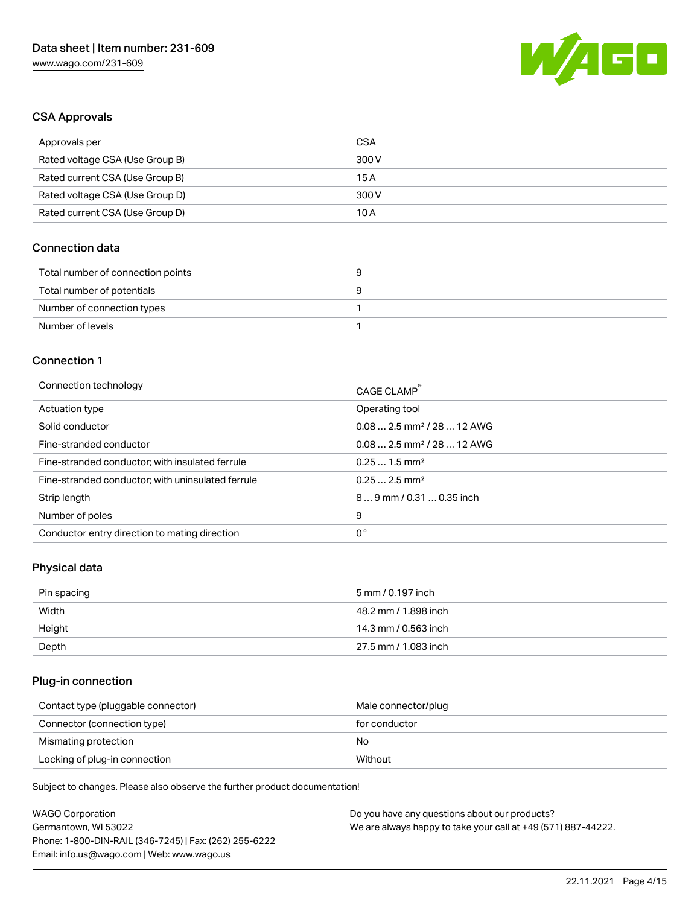## CSA Approvals

| Approvals per | CSA |
| --- | --- |
| Rated voltage CSA (Use Group B) | 300 V |
| Rated current CSA (Use Group B) | 15 A |
| Rated voltage CSA (Use Group D) | 300 V |
| Rated current CSA (Use Group D) | 10 A |

## Connection data

| Total number of connection points | 9 |
| --- | --- |
| Total number of potentials | 9 |
| Number of connection types | 1 |
| Number of levels | 1 |

## Connection 1

| Connection technology | CAGE CLAMP® |
| --- | --- |
| Actuation type | Operating tool |
| Solid conductor | 0.08 … 2.5 mm² / 28 … 12 AWG |
| Fine-stranded conductor | 0.08 … 2.5 mm² / 28 … 12 AWG |
| Fine-stranded conductor; with insulated ferrule | 0.25 … 1.5 mm² |
| Fine-stranded conductor; with uninsulated ferrule | 0.25 … 2.5 mm² |
| Strip length | 8 … 9 mm / 0.31 … 0.35 inch |
| Number of poles | 9 |
| Conductor entry direction to mating direction | 0 ° |

## Physical data

| Pin spacing | 5 mm / 0.197 inch |
| --- | --- |
| Width | 48.2 mm / 1.898 inch |
| Height | 14.3 mm / 0.563 inch |
| Depth | 27.5 mm / 1.083 inch |

## Plug-in connection

| Contact type (pluggable connector) | Male connector/plug |
| --- | --- |
| Connector (connection type) | for conductor |
| Mismatching protection | No |
| Locking of plug-in connection | Without |

Subject to changes. Please also observe the further product documentation!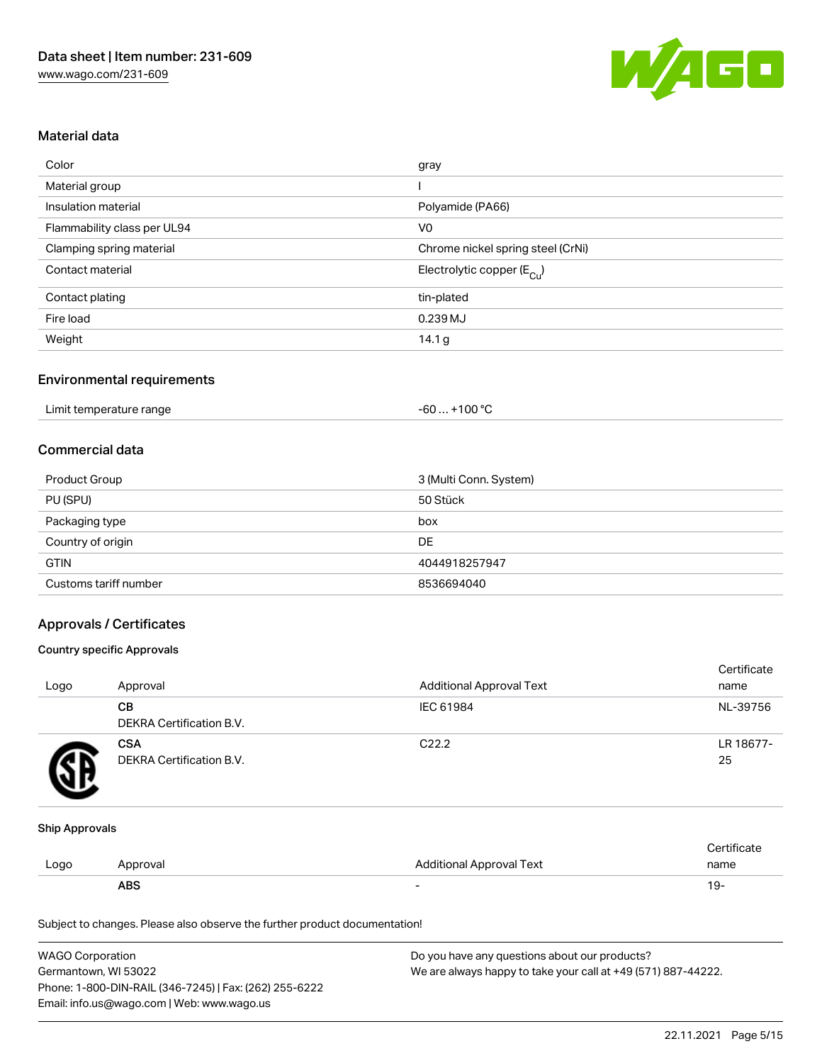## Material data

| Color | gray |
|---|---|
| Material group | I |
| Insulation material | Polyamide (PA66) |
| Flammability class per UL94 | V0 |
| Clamping spring material | Chrome nickel spring steel (CrNi) |
| Contact material | Electrolytic copper ($E_{Cu}$) |
| Contact plating | tin-plated |
| Fire load | 0.239 MJ |
| Weight | 14.1 g |

## Environmental requirements

| Limit temperature range | -60 … +100 °C |
|---|---|

## Commercial data

| Product Group | 3 (Multi Conn. System) |
|---|---|
| PU (SPU) | 50 Stück |
| Packaging type | box |
| Country of origin | DE |
| GTIN | 4044918257947 |
| Customs tariff number | 8536694040 |

## Approvals / Certificates

### Country specific Approvals

| Logo | Approval | Additional Approval Text | Certificate name |
|---|---|---|---|
| | **CB** DEKRA Certification B.V. | IEC 61984 | NL-39756 |
| | **CSA** DEKRA Certification B.V. | C22.2 | LR 18677-25 |

### Ship Approvals

| Logo | Approval | Additional Approval Text | Certificate name |
|---|---|---|---|
| | **ABS** | - | 19- |

Subject to changes. Please also observe the further product documentation!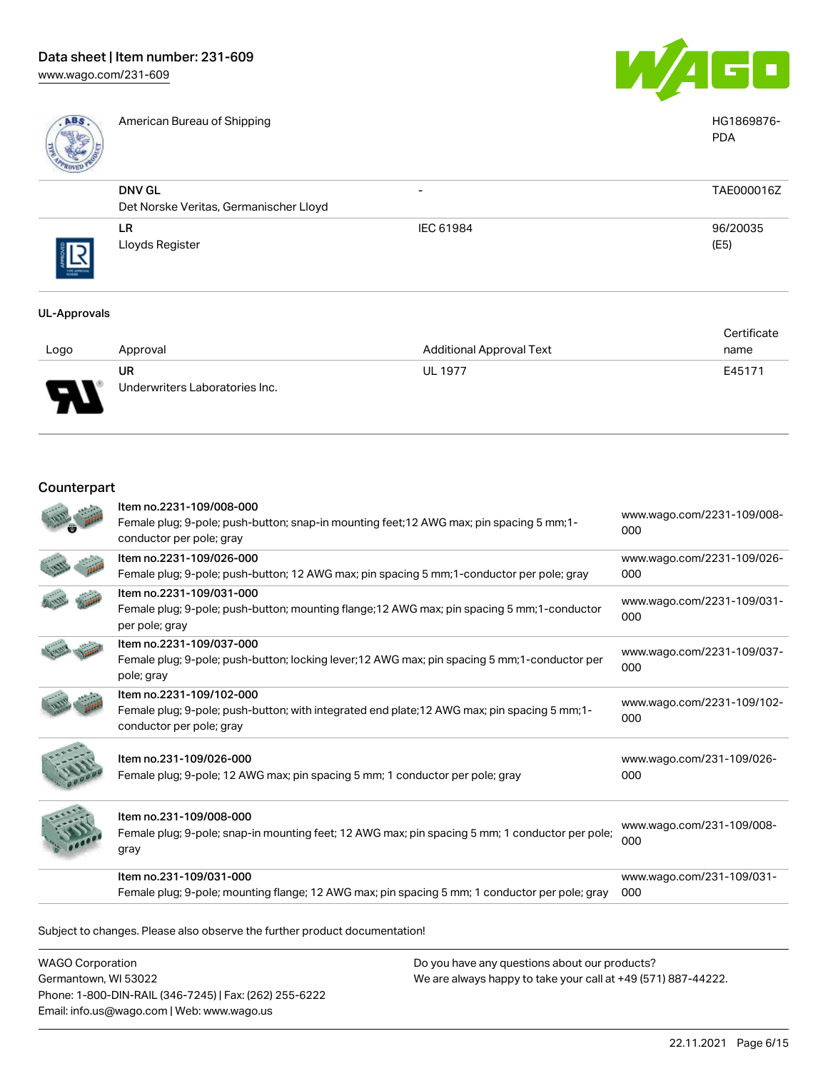| | Approval | Additional Approval Text | Certificate name |
| --- | --- | --- | --- |
| | American Bureau of Shipping | | HG1869876-PDA |
| | **DNV GL** Det Norske Veritas, Germanischer Lloyd | - | TAE000016Z |
| | **LR** Lloyds Register | IEC 61984 | 96/20035 (E5) |

### UL-Approvals

| Logo | Approval | Additional Approval Text | Certificate name |
| --- | --- | --- | --- |
| | **UR** Underwriters Laboratories Inc. | UL 1977 | E45171 |

## Counterpart

| Item | Link |
| --- | --- |
| Item no.2231-109/008-000<br>Female plug; 9-pole; push-button; snap-in mounting feet;12 AWG max; pin spacing 5 mm;1-conductor per pole; gray | www.wago.com/2231-109/008-000 |
| Item no.2231-109/026-000<br>Female plug; 9-pole; push-button; 12 AWG max; pin spacing 5 mm;1-conductor per pole; gray | www.wago.com/2231-109/026-000 |
| Item no.2231-109/031-000<br>Female plug; 9-pole; push-button; mounting flange;12 AWG max; pin spacing 5 mm;1-conductor per pole; gray | www.wago.com/2231-109/031-000 |
| Item no.2231-109/037-000<br>Female plug; 9-pole; push-button; locking lever;12 AWG max; pin spacing 5 mm;1-conductor per pole; gray | www.wago.com/2231-109/037-000 |
| Item no.2231-109/102-000<br>Female plug; 9-pole; push-button; with integrated end plate;12 AWG max; pin spacing 5 mm;1-conductor per pole; gray | www.wago.com/2231-109/102-000 |
| Item no.231-109/026-000<br>Female plug; 9-pole; 12 AWG max; pin spacing 5 mm; 1 conductor per pole; gray | www.wago.com/231-109/026-000 |
| Item no.231-109/008-000<br>Female plug; 9-pole; snap-in mounting feet; 12 AWG max; pin spacing 5 mm; 1 conductor per pole; gray | www.wago.com/231-109/008-000 |
| Item no.231-109/031-000<br>Female plug; 9-pole; mounting flange; 12 AWG max; pin spacing 5 mm; 1 conductor per pole; gray | www.wago.com/231-109/031-000 |

Subject to changes. Please also observe the further product documentation!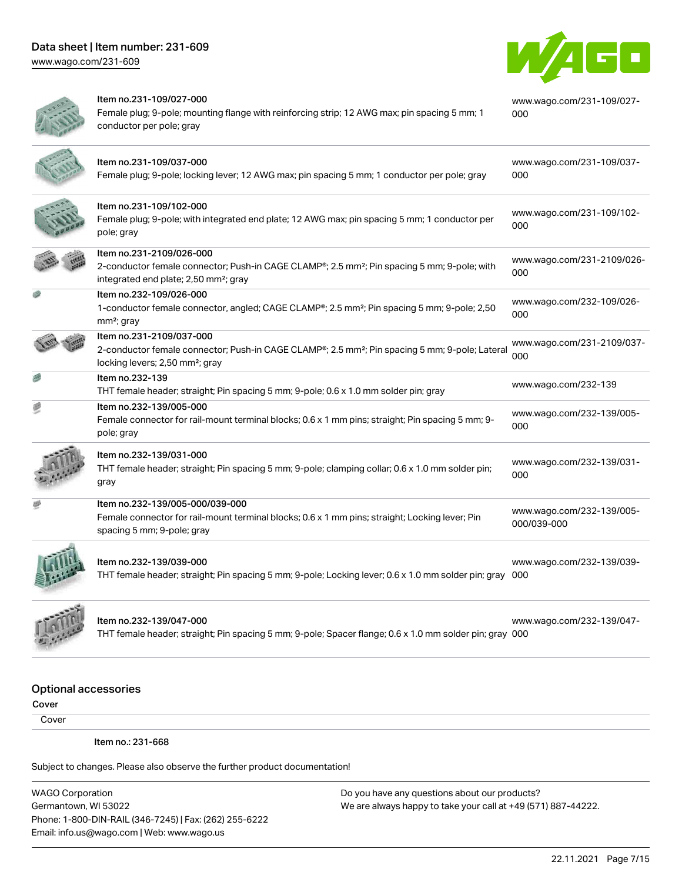| Item | Description | Link |
| --- | --- | --- |
| Item no.231-109/027-000 | Female plug; 9-pole; mounting flange with reinforcing strip; 12 AWG max; pin spacing 5 mm; 1 conductor per pole; gray | www.wago.com/231-109/027-000 |
| Item no.231-109/037-000 | Female plug; 9-pole; locking lever; 12 AWG max; pin spacing 5 mm; 1 conductor per pole; gray | www.wago.com/231-109/037-000 |
| Item no.231-109/102-000 | Female plug; 9-pole; with integrated end plate; 12 AWG max; pin spacing 5 mm; 1 conductor per pole; gray | www.wago.com/231-109/102-000 |
| Item no.231-2109/026-000 | 2-conductor female connector; Push-in CAGE CLAMP®; 2.5 mm²; Pin spacing 5 mm; 9-pole; with integrated end plate; 2,50 mm²; gray | www.wago.com/231-2109/026-000 |
| Item no.232-109/026-000 | 1-conductor female connector, angled; CAGE CLAMP®; 2.5 mm²; Pin spacing 5 mm; 9-pole; 2,50 mm²; gray | www.wago.com/232-109/026-000 |
| Item no.231-2109/037-000 | 2-conductor female connector; Push-in CAGE CLAMP®; 2.5 mm²; Pin spacing 5 mm; 9-pole; Lateral locking levers; 2,50 mm²; gray | www.wago.com/231-2109/037-000 |
| Item no.232-139 | THT female header; straight; Pin spacing 5 mm; 9-pole; 0.6 x 1.0 mm solder pin; gray | www.wago.com/232-139 |
| Item no.232-139/005-000 | Female connector for rail-mount terminal blocks; 0.6 x 1 mm pins; straight; Pin spacing 5 mm; 9-pole; gray | www.wago.com/232-139/005-000 |
| Item no.232-139/031-000 | THT female header; straight; Pin spacing 5 mm; 9-pole; clamping collar; 0.6 x 1.0 mm solder pin; gray | www.wago.com/232-139/031-000 |
| Item no.232-139/005-000/039-000 | Female connector for rail-mount terminal blocks; 0.6 x 1 mm pins; straight; Locking lever; Pin spacing 5 mm; 9-pole; gray | www.wago.com/232-139/005-000/039-000 |
| Item no.232-139/039-000 | THT female header; straight; Pin spacing 5 mm; 9-pole; Locking lever; 0.6 x 1.0 mm solder pin; gray | www.wago.com/232-139/039-000 |
| Item no.232-139/047-000 | THT female header; straight; Pin spacing 5 mm; 9-pole; Spacer flange; 0.6 x 1.0 mm solder pin; gray | www.wago.com/232-139/047-000 |

## Optional accessories

### Cover

Cover

Item no.: 231-668

Subject to changes. Please also observe the further product documentation!

WAGO Corporation
Germantown, WI 53022
Phone: 1-800-DIN-RAIL (346-7245) | Fax: (262) 255-6222
Email: info.us@wago.com | Web: www.wago.us

Do you have any questions about our products?
We are always happy to take your call at +49 (571) 887-44222.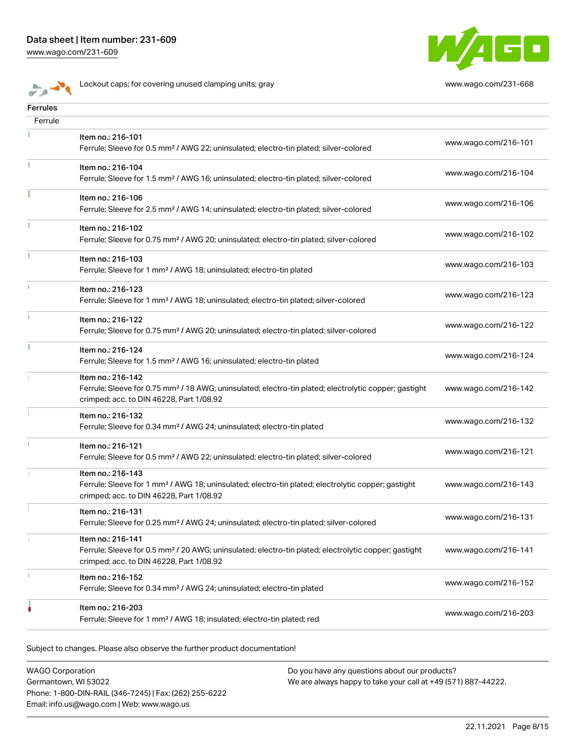| | | |
|---|---|---|
| | Lockout caps; for covering unused clamping units; gray | www.wago.com/231-668 |

## Ferrules

| Ferrule | | |
|---|---|---|
| | Item no.: 216-101<br>Ferrule; Sleeve for 0.5 mm² / AWG 22; uninsulated; electro-tin plated; silver-colored | www.wago.com/216-101 |
| | Item no.: 216-104<br>Ferrule; Sleeve for 1.5 mm² / AWG 16; uninsulated; electro-tin plated; silver-colored | www.wago.com/216-104 |
| | Item no.: 216-106<br>Ferrule; Sleeve for 2.5 mm² / AWG 14; uninsulated; electro-tin plated; silver-colored | www.wago.com/216-106 |
| | Item no.: 216-102<br>Ferrule; Sleeve for 0.75 mm² / AWG 20; uninsulated; electro-tin plated; silver-colored | www.wago.com/216-102 |
| | Item no.: 216-103<br>Ferrule; Sleeve for 1 mm² / AWG 18; uninsulated; electro-tin plated | www.wago.com/216-103 |
| | Item no.: 216-123<br>Ferrule; Sleeve for 1 mm² / AWG 18; uninsulated; electro-tin plated; silver-colored | www.wago.com/216-123 |
| | Item no.: 216-122<br>Ferrule; Sleeve for 0.75 mm² / AWG 20; uninsulated; electro-tin plated; silver-colored | www.wago.com/216-122 |
| | Item no.: 216-124<br>Ferrule; Sleeve for 1.5 mm² / AWG 16; uninsulated; electro-tin plated | www.wago.com/216-124 |
| | Item no.: 216-142<br>Ferrule; Sleeve for 0.75 mm² / 18 AWG; uninsulated; electro-tin plated; electrolytic copper; gastight crimped; acc. to DIN 46228, Part 1/08.92 | www.wago.com/216-142 |
| | Item no.: 216-132<br>Ferrule; Sleeve for 0.34 mm² / AWG 24; uninsulated; electro-tin plated | www.wago.com/216-132 |
| | Item no.: 216-121<br>Ferrule; Sleeve for 0.5 mm² / AWG 22; uninsulated; electro-tin plated; silver-colored | www.wago.com/216-121 |
| | Item no.: 216-143<br>Ferrule; Sleeve for 1 mm² / AWG 18; uninsulated; electro-tin plated; electrolytic copper; gastight crimped; acc. to DIN 46228, Part 1/08.92 | www.wago.com/216-143 |
| | Item no.: 216-131<br>Ferrule; Sleeve for 0.25 mm² / AWG 24; uninsulated; electro-tin plated; silver-colored | www.wago.com/216-131 |
| | Item no.: 216-141<br>Ferrule; Sleeve for 0.5 mm² / 20 AWG; uninsulated; electro-tin plated; electrolytic copper; gastight crimped; acc. to DIN 46228, Part 1/08.92 | www.wago.com/216-141 |
| | Item no.: 216-152<br>Ferrule; Sleeve for 0.34 mm² / AWG 24; uninsulated; electro-tin plated | www.wago.com/216-152 |
| | Item no.: 216-203<br>Ferrule; Sleeve for 1 mm² / AWG 18; insulated; electro-tin plated; red | www.wago.com/216-203 |

Subject to changes. Please also observe the further product documentation!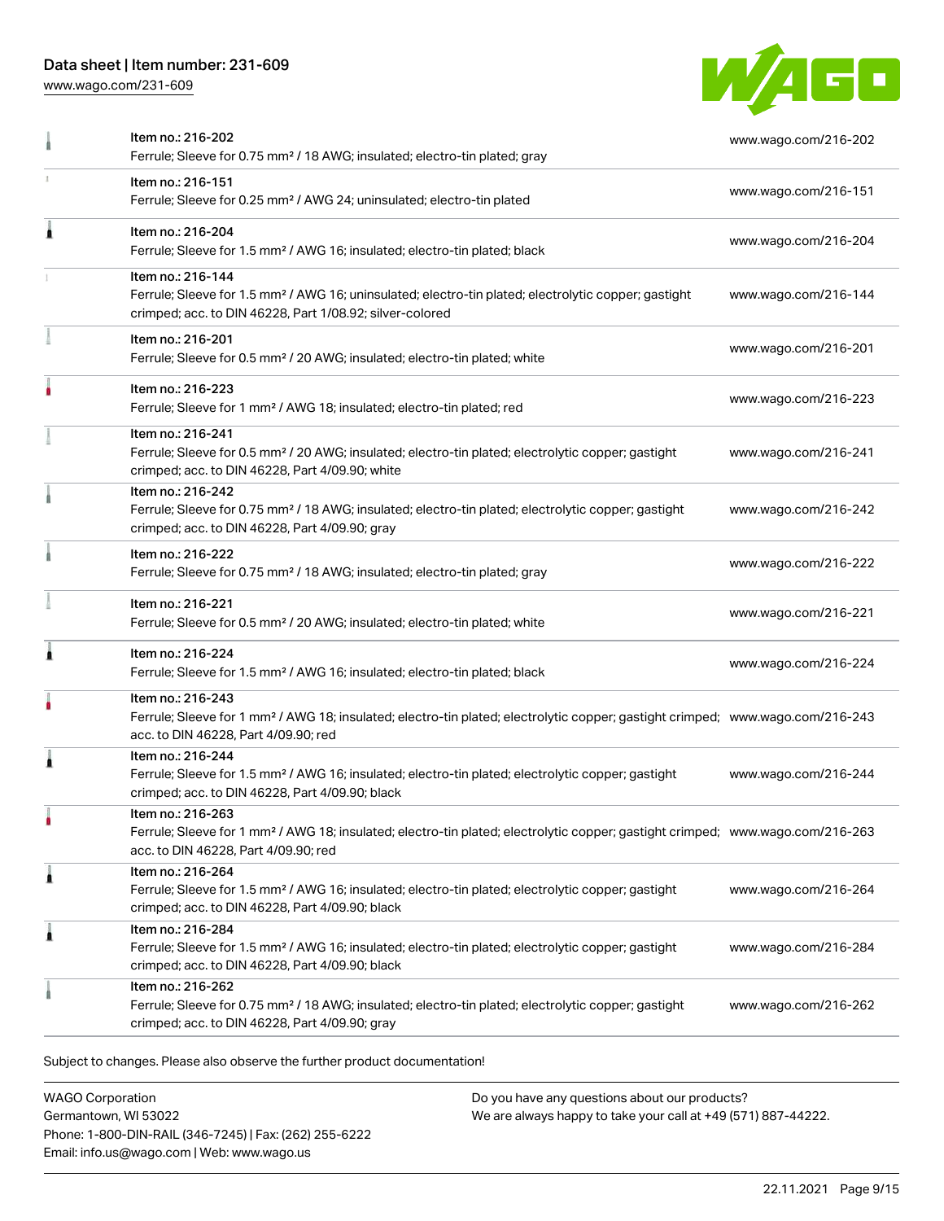| Item | Link |
| --- | --- |
| Item no.: 216-202<br>Ferrule; Sleeve for 0.75 mm² / 18 AWG; insulated; electro-tin plated; gray | www.wago.com/216-202 |
| Item no.: 216-151<br>Ferrule; Sleeve for 0.25 mm² / AWG 24; uninsulated; electro-tin plated | www.wago.com/216-151 |
| Item no.: 216-204<br>Ferrule; Sleeve for 1.5 mm² / AWG 16; insulated; electro-tin plated; black | www.wago.com/216-204 |
| Item no.: 216-144<br>Ferrule; Sleeve for 1.5 mm² / AWG 16; uninsulated; electro-tin plated; electrolytic copper; gastight crimped; acc. to DIN 46228, Part 1/08.92; silver-colored | www.wago.com/216-144 |
| Item no.: 216-201<br>Ferrule; Sleeve for 0.5 mm² / 20 AWG; insulated; electro-tin plated; white | www.wago.com/216-201 |
| Item no.: 216-223<br>Ferrule; Sleeve for 1 mm² / AWG 18; insulated; electro-tin plated; red | www.wago.com/216-223 |
| Item no.: 216-241<br>Ferrule; Sleeve for 0.5 mm² / 20 AWG; insulated; electro-tin plated; electrolytic copper; gastight crimped; acc. to DIN 46228, Part 4/09.90; white | www.wago.com/216-241 |
| Item no.: 216-242<br>Ferrule; Sleeve for 0.75 mm² / 18 AWG; insulated; electro-tin plated; electrolytic copper; gastight crimped; acc. to DIN 46228, Part 4/09.90; gray | www.wago.com/216-242 |
| Item no.: 216-222<br>Ferrule; Sleeve for 0.75 mm² / 18 AWG; insulated; electro-tin plated; gray | www.wago.com/216-222 |
| Item no.: 216-221<br>Ferrule; Sleeve for 0.5 mm² / 20 AWG; insulated; electro-tin plated; white | www.wago.com/216-221 |
| Item no.: 216-224<br>Ferrule; Sleeve for 1.5 mm² / AWG 16; insulated; electro-tin plated; black | www.wago.com/216-224 |
| Item no.: 216-243<br>Ferrule; Sleeve for 1 mm² / AWG 18; insulated; electro-tin plated; electrolytic copper; gastight crimped; acc. to DIN 46228, Part 4/09.90; red | www.wago.com/216-243 |
| Item no.: 216-244<br>Ferrule; Sleeve for 1.5 mm² / AWG 16; insulated; electro-tin plated; electrolytic copper; gastight crimped; acc. to DIN 46228, Part 4/09.90; black | www.wago.com/216-244 |
| Item no.: 216-263<br>Ferrule; Sleeve for 1 mm² / AWG 18; insulated; electro-tin plated; electrolytic copper; gastight crimped; acc. to DIN 46228, Part 4/09.90; red | www.wago.com/216-263 |
| Item no.: 216-264<br>Ferrule; Sleeve for 1.5 mm² / AWG 16; insulated; electro-tin plated; electrolytic copper; gastight crimped; acc. to DIN 46228, Part 4/09.90; black | www.wago.com/216-264 |
| Item no.: 216-284<br>Ferrule; Sleeve for 1.5 mm² / AWG 16; insulated; electro-tin plated; electrolytic copper; gastight crimped; acc. to DIN 46228, Part 4/09.90; black | www.wago.com/216-284 |
| Item no.: 216-262<br>Ferrule; Sleeve for 0.75 mm² / 18 AWG; insulated; electro-tin plated; electrolytic copper; gastight crimped; acc. to DIN 46228, Part 4/09.90; gray | www.wago.com/216-262 |

Subject to changes. Please also observe the further product documentation!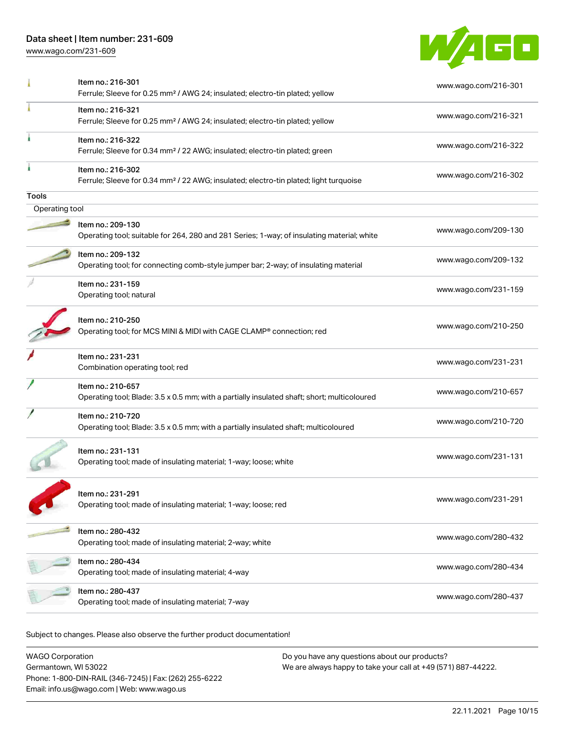| | | |
|---|---|---|
| | Item no.: 216-301<br>Ferrule; Sleeve for 0.25 mm² / AWG 24; insulated; electro-tin plated; yellow | www.wago.com/216-301 |
| | Item no.: 216-321<br>Ferrule; Sleeve for 0.25 mm² / AWG 24; insulated; electro-tin plated; yellow | www.wago.com/216-321 |
| | Item no.: 216-322<br>Ferrule; Sleeve for 0.34 mm² / 22 AWG; insulated; electro-tin plated; green | www.wago.com/216-322 |
| | Item no.: 216-302<br>Ferrule; Sleeve for 0.34 mm² / 22 AWG; insulated; electro-tin plated; light turquoise | www.wago.com/216-302 |

**Tools**

Operating tool

| | | |
|---|---|---|
| | Item no.: 209-130<br>Operating tool; suitable for 264, 280 and 281 Series; 1-way; of insulating material; white | www.wago.com/209-130 |
| | Item no.: 209-132<br>Operating tool; for connecting comb-style jumper bar; 2-way; of insulating material | www.wago.com/209-132 |
| | Item no.: 231-159<br>Operating tool; natural | www.wago.com/231-159 |
| | Item no.: 210-250<br>Operating tool; for MCS MINI & MIDI with CAGE CLAMP® connection; red | www.wago.com/210-250 |
| | Item no.: 231-231<br>Combination operating tool; red | www.wago.com/231-231 |
| | Item no.: 210-657<br>Operating tool; Blade: 3.5 x 0.5 mm; with a partially insulated shaft; short; multicoloured | www.wago.com/210-657 |
| | Item no.: 210-720<br>Operating tool; Blade: 3.5 x 0.5 mm; with a partially insulated shaft; multicoloured | www.wago.com/210-720 |
| | Item no.: 231-131<br>Operating tool; made of insulating material; 1-way; loose; white | www.wago.com/231-131 |
| | Item no.: 231-291<br>Operating tool; made of insulating material; 1-way; loose; red | www.wago.com/231-291 |
| | Item no.: 280-432<br>Operating tool; made of insulating material; 2-way; white | www.wago.com/280-432 |
| | Item no.: 280-434<br>Operating tool; made of insulating material; 4-way | www.wago.com/280-434 |
| | Item no.: 280-437<br>Operating tool; made of insulating material; 7-way | www.wago.com/280-437 |

Subject to changes. Please also observe the further product documentation!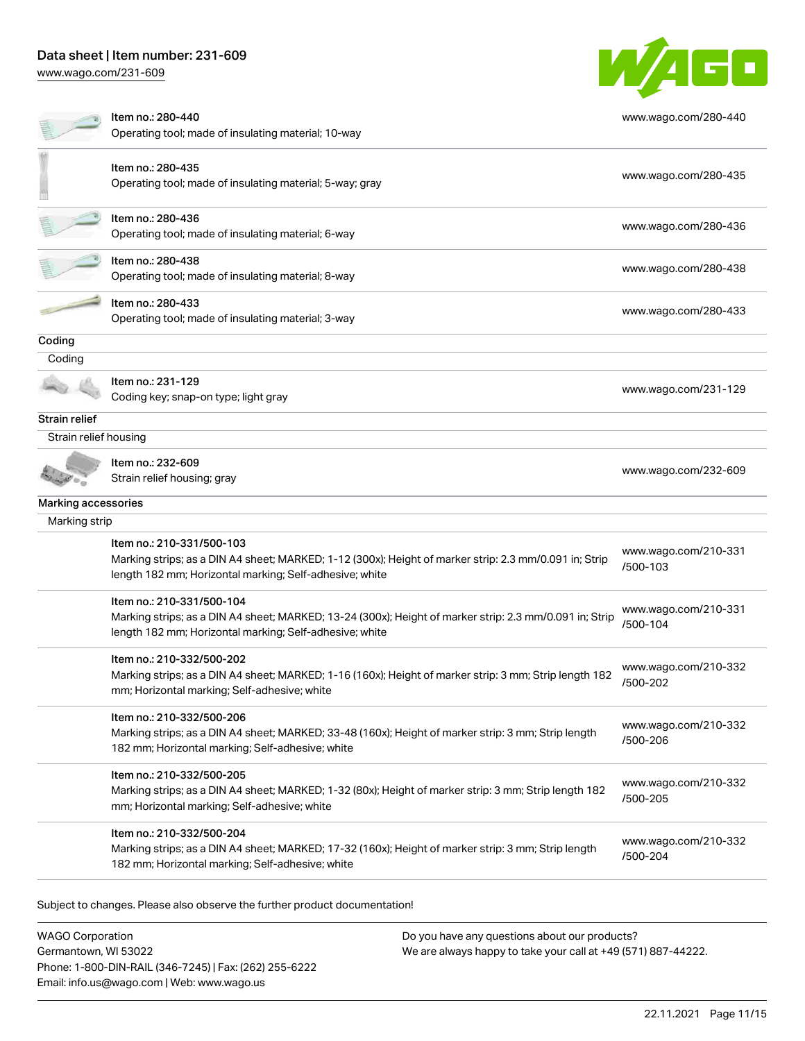| Item no.: 280-440<br>Operating tool; made of insulating material; 10-way | www.wago.com/280-440 |
|---|---|
| Item no.: 280-435<br>Operating tool; made of insulating material; 5-way; gray | www.wago.com/280-435 |
| Item no.: 280-436<br>Operating tool; made of insulating material; 6-way | www.wago.com/280-436 |
| Item no.: 280-438<br>Operating tool; made of insulating material; 8-way | www.wago.com/280-438 |
| Item no.: 280-433<br>Operating tool; made of insulating material; 3-way | www.wago.com/280-433 |

**Coding**

Coding

| Item no.: 231-129<br>Coding key; snap-on type; light gray | www.wago.com/231-129 |
|---|---|

**Strain relief**

Strain relief housing

| Item no.: 232-609<br>Strain relief housing; gray | www.wago.com/232-609 |
|---|---|

**Marking accessories**

Marking strip

| Item no.: 210-331/500-103<br>Marking strips; as a DIN A4 sheet; MARKED; 1-12 (300x); Height of marker strip: 2.3 mm/0.091 in; Strip length 182 mm; Horizontal marking; Self-adhesive; white | www.wago.com/210-331/500-103 |
|---|---|
| Item no.: 210-331/500-104<br>Marking strips; as a DIN A4 sheet; MARKED; 13-24 (300x); Height of marker strip: 2.3 mm/0.091 in; Strip length 182 mm; Horizontal marking; Self-adhesive; white | www.wago.com/210-331/500-104 |
| Item no.: 210-332/500-202<br>Marking strips; as a DIN A4 sheet; MARKED; 1-16 (160x); Height of marker strip: 3 mm; Strip length 182 mm; Horizontal marking; Self-adhesive; white | www.wago.com/210-332/500-202 |
| Item no.: 210-332/500-206<br>Marking strips; as a DIN A4 sheet; MARKED; 33-48 (160x); Height of marker strip: 3 mm; Strip length 182 mm; Horizontal marking; Self-adhesive; white | www.wago.com/210-332/500-206 |
| Item no.: 210-332/500-205<br>Marking strips; as a DIN A4 sheet; MARKED; 1-32 (80x); Height of marker strip: 3 mm; Strip length 182 mm; Horizontal marking; Self-adhesive; white | www.wago.com/210-332/500-205 |
| Item no.: 210-332/500-204<br>Marking strips; as a DIN A4 sheet; MARKED; 17-32 (160x); Height of marker strip: 3 mm; Strip length 182 mm; Horizontal marking; Self-adhesive; white | www.wago.com/210-332/500-204 |

Subject to changes. Please also observe the further product documentation!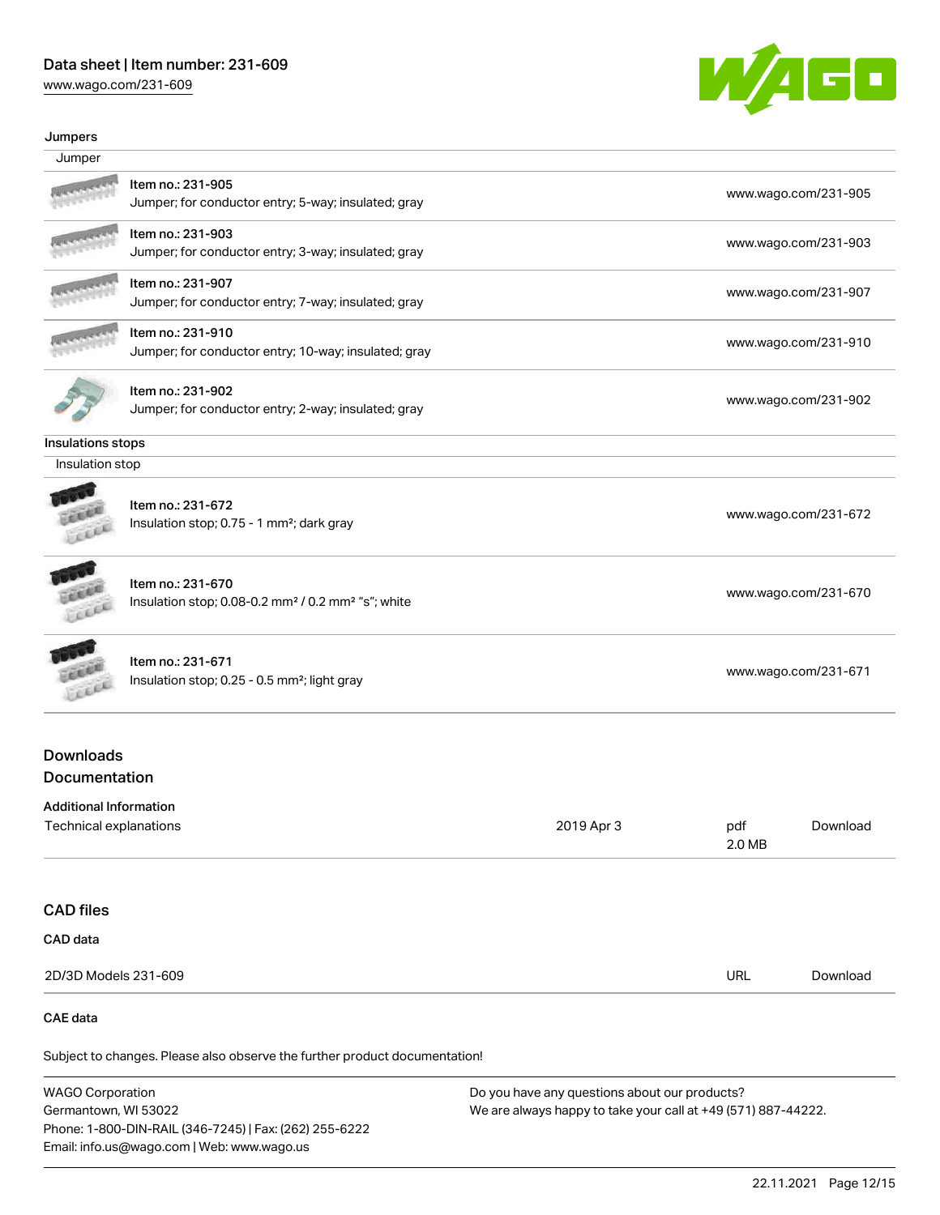### Jumpers

| Jumper | |
|---|---|
| Item no.: 231-905<br>Jumper; for conductor entry; 5-way; insulated; gray | www.wago.com/231-905 |
| Item no.: 231-903<br>Jumper; for conductor entry; 3-way; insulated; gray | www.wago.com/231-903 |
| Item no.: 231-907<br>Jumper; for conductor entry; 7-way; insulated; gray | www.wago.com/231-907 |
| Item no.: 231-910<br>Jumper; for conductor entry; 10-way; insulated; gray | www.wago.com/231-910 |
| Item no.: 231-902<br>Jumper; for conductor entry; 2-way; insulated; gray | www.wago.com/231-902 |

### Insulations stops

| Insulation stop | |
|---|---|
| Item no.: 231-672<br>Insulation stop; 0.75 - 1 mm²; dark gray | www.wago.com/231-672 |
| Item no.: 231-670<br>Insulation stop; 0.08-0.2 mm² / 0.2 mm² "s"; white | www.wago.com/231-670 |
| Item no.: 231-671<br>Insulation stop; 0.25 - 0.5 mm²; light gray | www.wago.com/231-671 |

## Downloads
## Documentation

### Additional Information

| | | | |
|---|---|---|---|
| Technical explanations | 2019 Apr 3 | pdf<br>2.0 MB | Download |

## CAD files

### CAD data

| | | |
|---|---|---|
| 2D/3D Models 231-609 | URL | Download |

### CAE data

Subject to changes. Please also observe the further product documentation!

WAGO Corporation
Germantown, WI 53022
Phone: 1-800-DIN-RAIL (346-7245) | Fax: (262) 255-6222
Email: info.us@wago.com | Web: www.wago.us

Do you have any questions about our products?
We are always happy to take your call at +49 (571) 887-44222.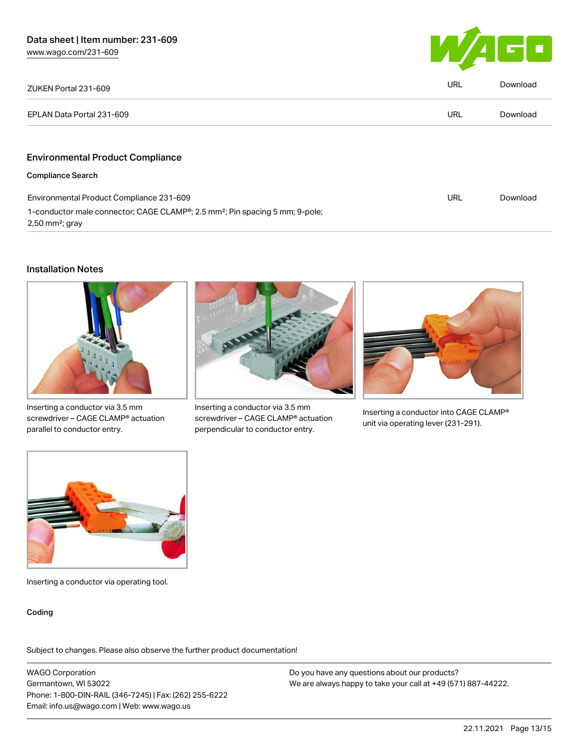| ZUKEN Portal 231-609 | URL | Download |
| --- | --- | --- |
| EPLAN Data Portal 231-609 | URL | Download |

## Environmental Product Compliance

### Compliance Search

| Environmental Product Compliance 231-609<br>1-conductor male connector; CAGE CLAMP®; 2.5 mm²; Pin spacing 5 mm; 9-pole; 2,50 mm²; gray | URL | Download |
| --- | --- | --- |

## Installation Notes

Inserting a conductor via 3.5 mm screwdriver – CAGE CLAMP® actuation parallel to conductor entry.

Inserting a conductor via 3.5 mm screwdriver – CAGE CLAMP® actuation perpendicular to conductor entry.

Inserting a conductor into CAGE CLAMP® unit via operating lever (231-291).

Inserting a conductor via operating tool.

### Coding

Subject to changes. Please also observe the further product documentation!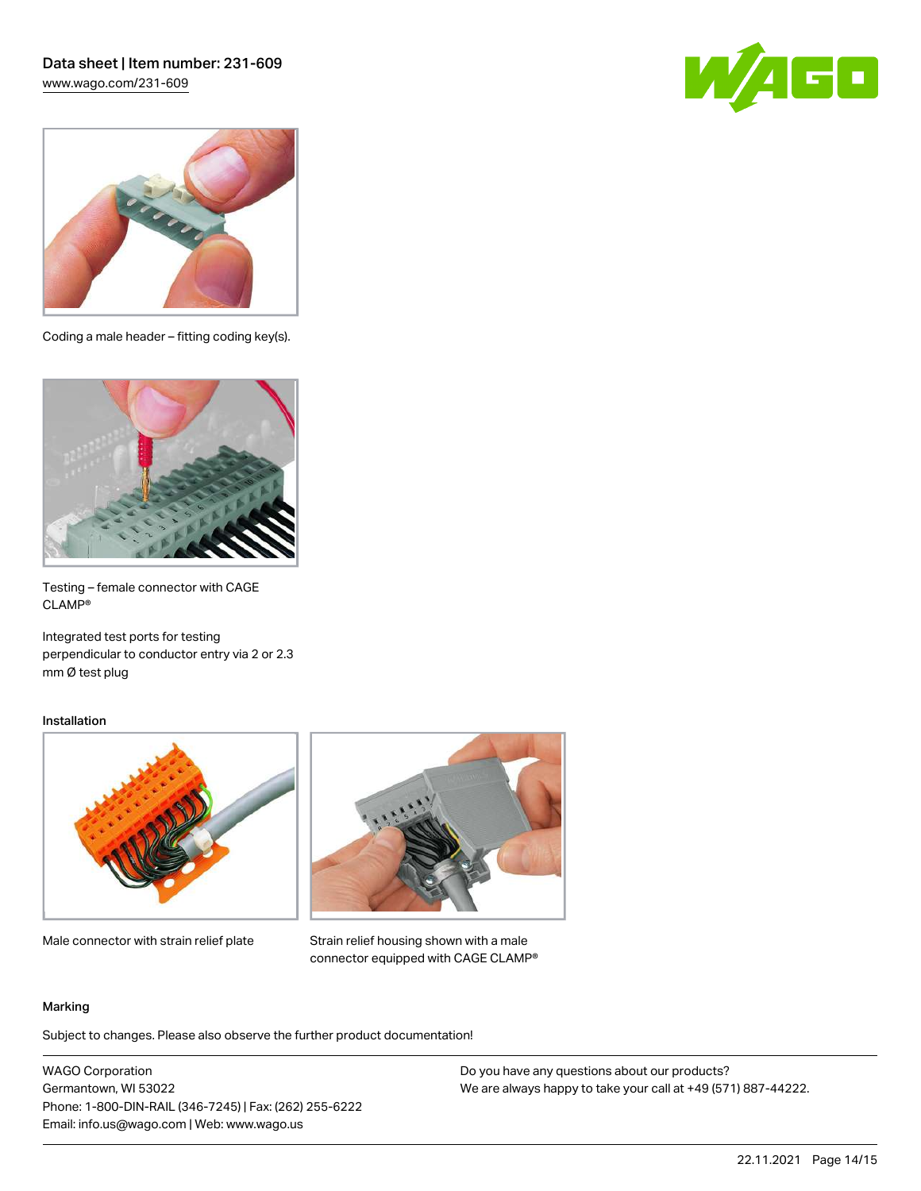Coding a male header – fitting coding key(s).

Testing – female connector with CAGE CLAMP®

Integrated test ports for testing perpendicular to conductor entry via 2 or 2.3 mm Ø test plug

Installation

Male connector with strain relief plate

Strain relief housing shown with a male connector equipped with CAGE CLAMP®

Marking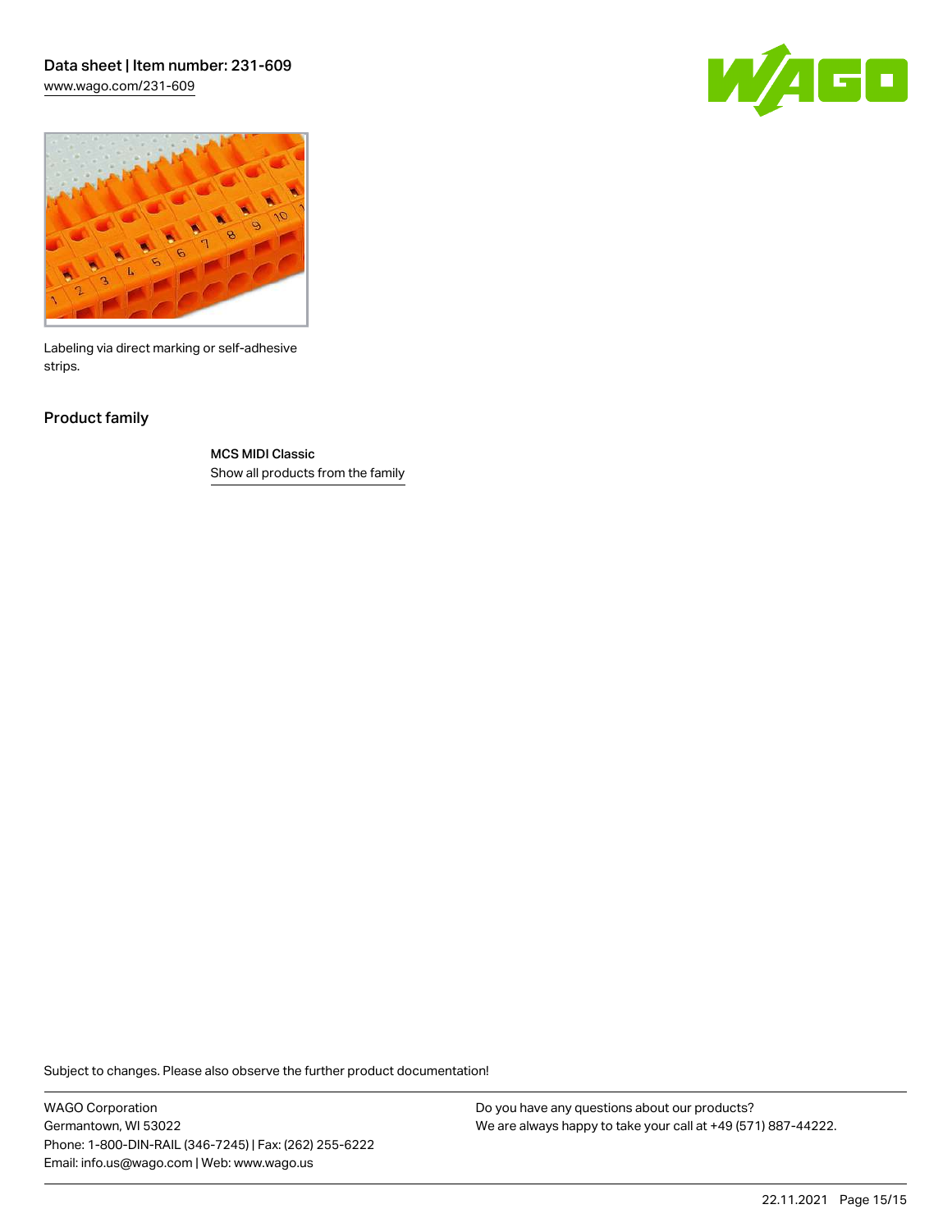Labeling via direct marking or self-adhesive strips.

## Product family

MCS MIDI Classic
Show all products from the family

Subject to changes. Please also observe the further product documentation!

WAGO Corporation
Germantown, WI 53022
Phone: 1-800-DIN-RAIL (346-7245) | Fax: (262) 255-6222
Email: info.us@wago.com | Web: www.wago.us

Do you have any questions about our products?
We are always happy to take your call at +49 (571) 887-44222.